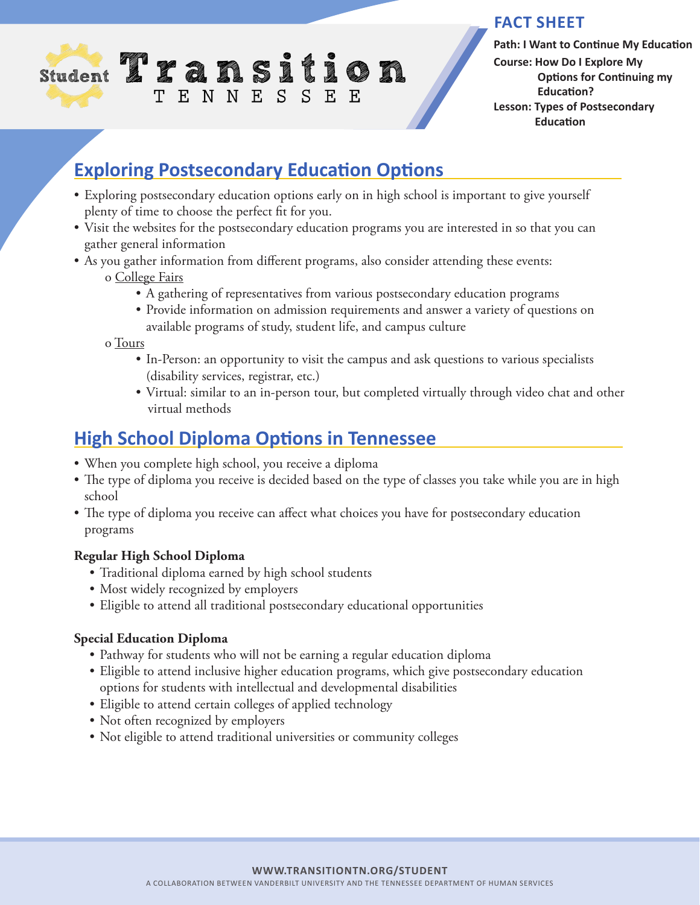Student Transition TENNESSEE

**FACT SHEET**

**Path: I Want to Continue My Education**
**Course: How Do I Explore My Options for Continuing my Education?**
**Lesson: Types of Postsecondary Education**

## Exploring Postsecondary Education Options

- Exploring postsecondary education options early on in high school is important to give yourself plenty of time to choose the perfect fit for you.
- Visit the websites for the postsecondary education programs you are interested in so that you can gather general information
- As you gather information from different programs, also consider attending these events:
  - College Fairs
    - A gathering of representatives from various postsecondary education programs
    - Provide information on admission requirements and answer a variety of questions on available programs of study, student life, and campus culture
  - Tours
    - In-Person: an opportunity to visit the campus and ask questions to various specialists (disability services, registrar, etc.)
    - Virtual: similar to an in-person tour, but completed virtually through video chat and other virtual methods

## High School Diploma Options in Tennessee

- When you complete high school, you receive a diploma
- The type of diploma you receive is decided based on the type of classes you take while you are in high school
- The type of diploma you receive can affect what choices you have for postsecondary education programs

**Regular High School Diploma**

- Traditional diploma earned by high school students
- Most widely recognized by employers
- Eligible to attend all traditional postsecondary educational opportunities

**Special Education Diploma**

- Pathway for students who will not be earning a regular education diploma
- Eligible to attend inclusive higher education programs, which give postsecondary education options for students with intellectual and developmental disabilities
- Eligible to attend certain colleges of applied technology
- Not often recognized by employers
- Not eligible to attend traditional universities or community colleges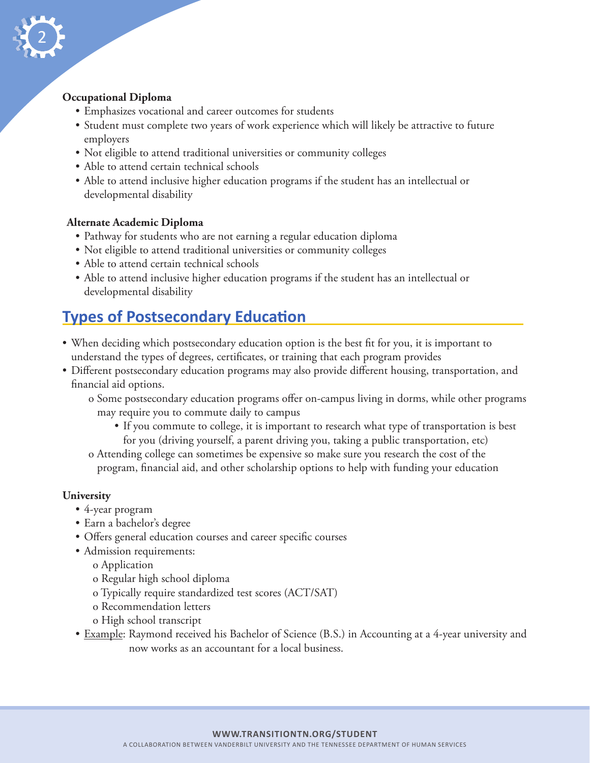**Occupational Diploma**

- Emphasizes vocational and career outcomes for students
- Student must complete two years of work experience which will likely be attractive to future employers
- Not eligible to attend traditional universities or community colleges
- Able to attend certain technical schools
- Able to attend inclusive higher education programs if the student has an intellectual or developmental disability

**Alternate Academic Diploma**

- Pathway for students who are not earning a regular education diploma
- Not eligible to attend traditional universities or community colleges
- Able to attend certain technical schools
- Able to attend inclusive higher education programs if the student has an intellectual or developmental disability

## Types of Postsecondary Education

- When deciding which postsecondary education option is the best fit for you, it is important to understand the types of degrees, certificates, or training that each program provides
- Different postsecondary education programs may also provide different housing, transportation, and financial aid options.
  - Some postsecondary education programs offer on-campus living in dorms, while other programs may require you to commute daily to campus
    - If you commute to college, it is important to research what type of transportation is best for you (driving yourself, a parent driving you, taking a public transportation, etc)
  - Attending college can sometimes be expensive so make sure you research the cost of the program, financial aid, and other scholarship options to help with funding your education

**University**

- 4-year program
- Earn a bachelor's degree
- Offers general education courses and career specific courses
- Admission requirements:
  - Application
  - Regular high school diploma
  - Typically require standardized test scores (ACT/SAT)
  - Recommendation letters
  - High school transcript
- Example: Raymond received his Bachelor of Science (B.S.) in Accounting at a 4-year university and now works as an accountant for a local business.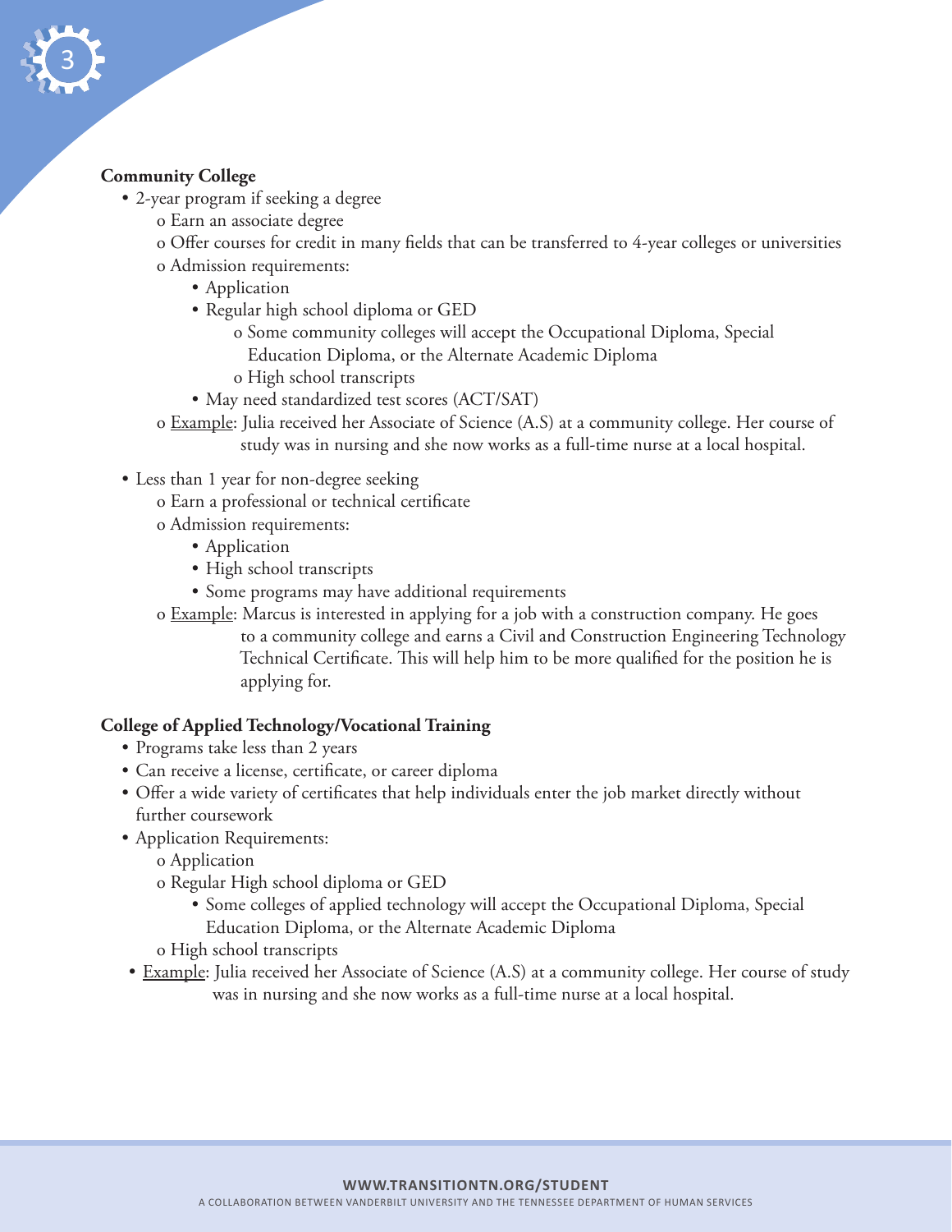**Community College**

- 2-year program if seeking a degree
    - Earn an associate degree
    - Offer courses for credit in many fields that can be transferred to 4-year colleges or universities
    - Admission requirements:
        - Application
        - Regular high school diploma or GED
            - Some community colleges will accept the Occupational Diploma, Special Education Diploma, or the Alternate Academic Diploma
            - High school transcripts
        - May need standardized test scores (ACT/SAT)
    - Example: Julia received her Associate of Science (A.S) at a community college. Her course of study was in nursing and she now works as a full-time nurse at a local hospital.
- Less than 1 year for non-degree seeking
    - Earn a professional or technical certificate
    - Admission requirements:
        - Application
        - High school transcripts
        - Some programs may have additional requirements
    - Example: Marcus is interested in applying for a job with a construction company. He goes to a community college and earns a Civil and Construction Engineering Technology Technical Certificate. This will help him to be more qualified for the position he is applying for.

**College of Applied Technology/Vocational Training**

- Programs take less than 2 years
- Can receive a license, certificate, or career diploma
- Offer a wide variety of certificates that help individuals enter the job market directly without further coursework
- Application Requirements:
    - Application
    - Regular High school diploma or GED
        - Some colleges of applied technology will accept the Occupational Diploma, Special Education Diploma, or the Alternate Academic Diploma
    - High school transcripts
- Example: Julia received her Associate of Science (A.S) at a community college. Her course of study was in nursing and she now works as a full-time nurse at a local hospital.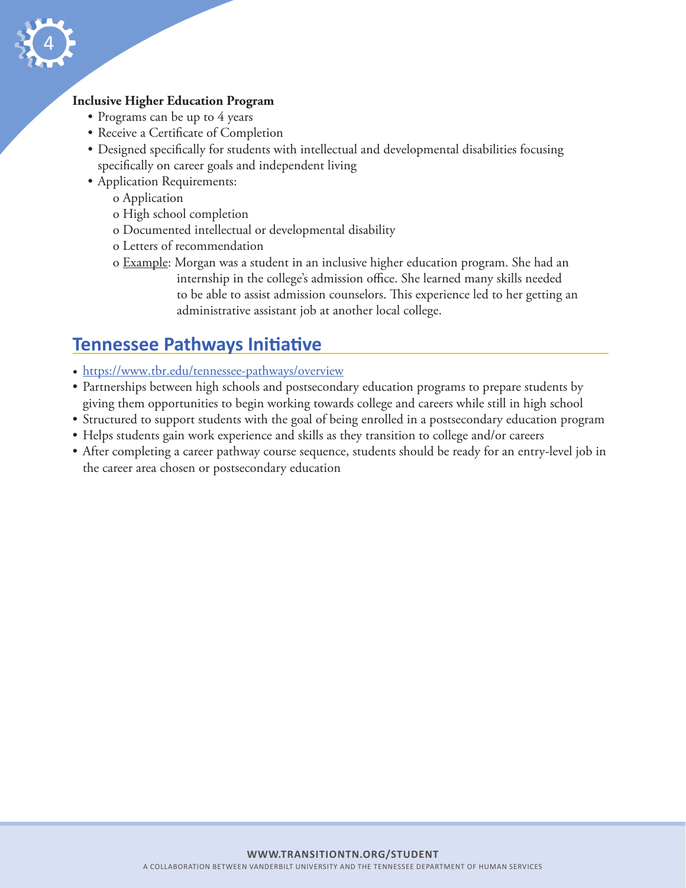**Inclusive Higher Education Program**

- Programs can be up to 4 years
- Receive a Certificate of Completion
- Designed specifically for students with intellectual and developmental disabilities focusing specifically on career goals and independent living
- Application Requirements:
  - Application
  - High school completion
  - Documented intellectual or developmental disability
  - Letters of recommendation
  - Example: Morgan was a student in an inclusive higher education program. She had an internship in the college's admission office. She learned many skills needed to be able to assist admission counselors. This experience led to her getting an administrative assistant job at another local college.

## Tennessee Pathways Initiative

- https://www.tbr.edu/tennessee-pathways/overview
- Partnerships between high schools and postsecondary education programs to prepare students by giving them opportunities to begin working towards college and careers while still in high school
- Structured to support students with the goal of being enrolled in a postsecondary education program
- Helps students gain work experience and skills as they transition to college and/or careers
- After completing a career pathway course sequence, students should be ready for an entry-level job in the career area chosen or postsecondary education